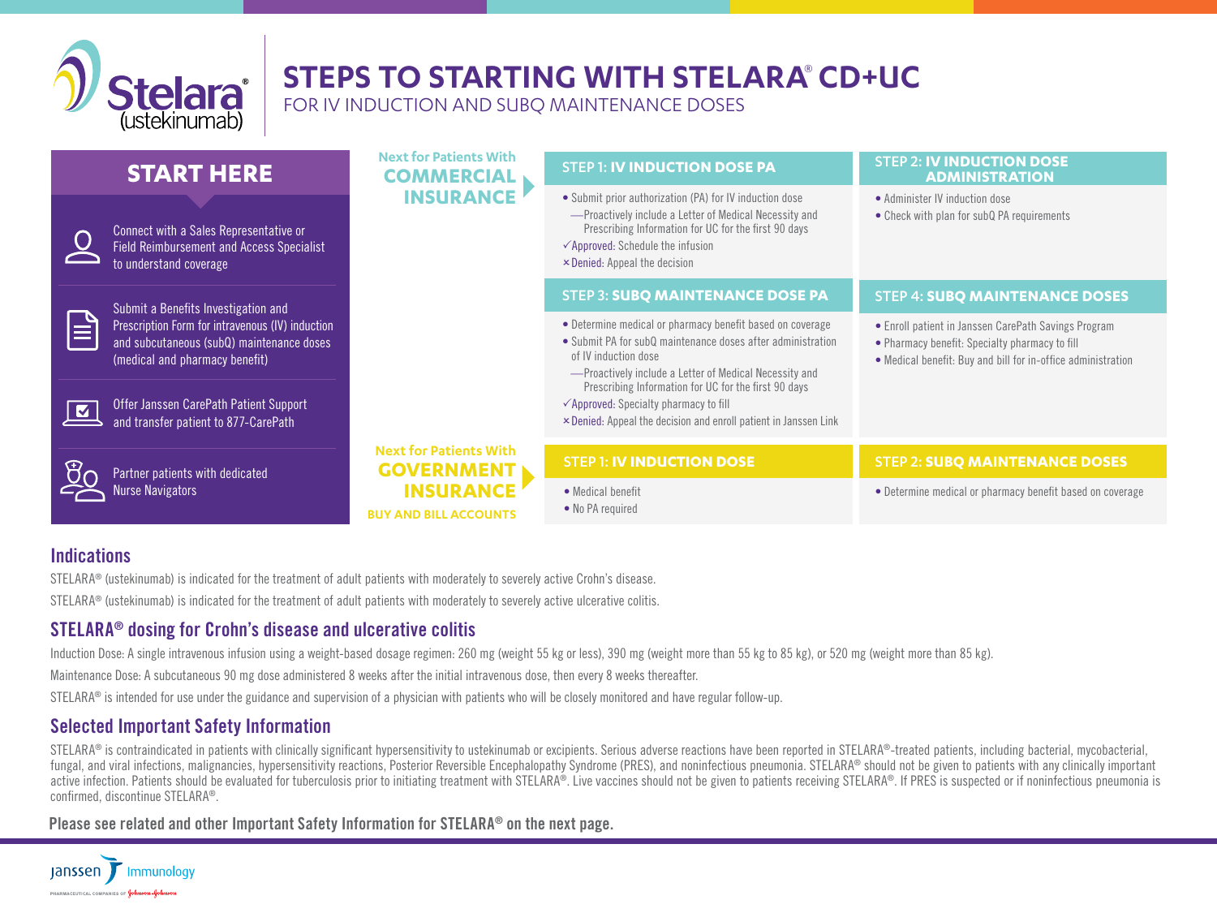# STEPS TO STARTING WITH STELARA® CD+UC

FOR IV INDUCTION AND SUBQ MAINTENANCE DOSES

## START HERE

- Connect with a Sales Representative or Field Reimbursement and Access Specialist to understand coverage
- Submit a Benefits Investigation and Prescription Form for intravenous (IV) induction and subcutaneous (subQ) maintenance doses (medical and pharmacy benefit)
- Offer Janssen CarePath Patient Support and transfer patient to 877-CarePath
- Partner patients with dedicated Nurse Navigators

## Next for Patients With COMMERCIAL INSURANCE

### STEP 1: IV INDUCTION DOSE PA

- Submit prior authorization (PA) for IV induction dose
  - —Proactively include a Letter of Medical Necessity and Prescribing Information for UC for the first 90 days

✓Approved: Schedule the infusion

×Denied: Appeal the decision

### STEP 2: IV INDUCTION DOSE ADMINISTRATION

- Administer IV induction dose
- Check with plan for subQ PA requirements

### STEP 3: SUBQ MAINTENANCE DOSE PA

- Determine medical or pharmacy benefit based on coverage
- Submit PA for subQ maintenance doses after administration of IV induction dose
  - —Proactively include a Letter of Medical Necessity and Prescribing Information for UC for the first 90 days

✓Approved: Specialty pharmacy to fill

×Denied: Appeal the decision and enroll patient in Janssen Link

### STEP 4: SUBQ MAINTENANCE DOSES

- Enroll patient in Janssen CarePath Savings Program
- Pharmacy benefit: Specialty pharmacy to fill
- Medical benefit: Buy and bill for in-office administration

## Next for Patients With GOVERNMENT INSURANCE

BUY AND BILL ACCOUNTS

### STEP 1: IV INDUCTION DOSE

- Medical benefit
- No PA required

### STEP 2: SUBQ MAINTENANCE DOSES

- Determine medical or pharmacy benefit based on coverage

## Indications

STELARA® (ustekinumab) is indicated for the treatment of adult patients with moderately to severely active Crohn's disease.

STELARA® (ustekinumab) is indicated for the treatment of adult patients with moderately to severely active ulcerative colitis.

## STELARA® dosing for Crohn's disease and ulcerative colitis

Induction Dose: A single intravenous infusion using a weight-based dosage regimen: 260 mg (weight 55 kg or less), 390 mg (weight more than 55 kg to 85 kg), or 520 mg (weight more than 85 kg).

Maintenance Dose: A subcutaneous 90 mg dose administered 8 weeks after the initial intravenous dose, then every 8 weeks thereafter.

STELARA® is intended for use under the guidance and supervision of a physician with patients who will be closely monitored and have regular follow-up.

## Selected Important Safety Information

STELARA® is contraindicated in patients with clinically significant hypersensitivity to ustekinumab or excipients. Serious adverse reactions have been reported in STELARA®-treated patients, including bacterial, mycobacterial, fungal, and viral infections, malignancies, hypersensitivity reactions, Posterior Reversible Encephalopathy Syndrome (PRES), and noninfectious pneumonia. STELARA® should not be given to patients with any clinically important active infection. Patients should be evaluated for tuberculosis prior to initiating treatment with STELARA®. Live vaccines should not be given to patients receiving STELARA®. If PRES is suspected or if noninfectious pneumonia is confirmed, discontinue STELARA®.

**Please see related and other Important Safety Information for STELARA® on the next page.**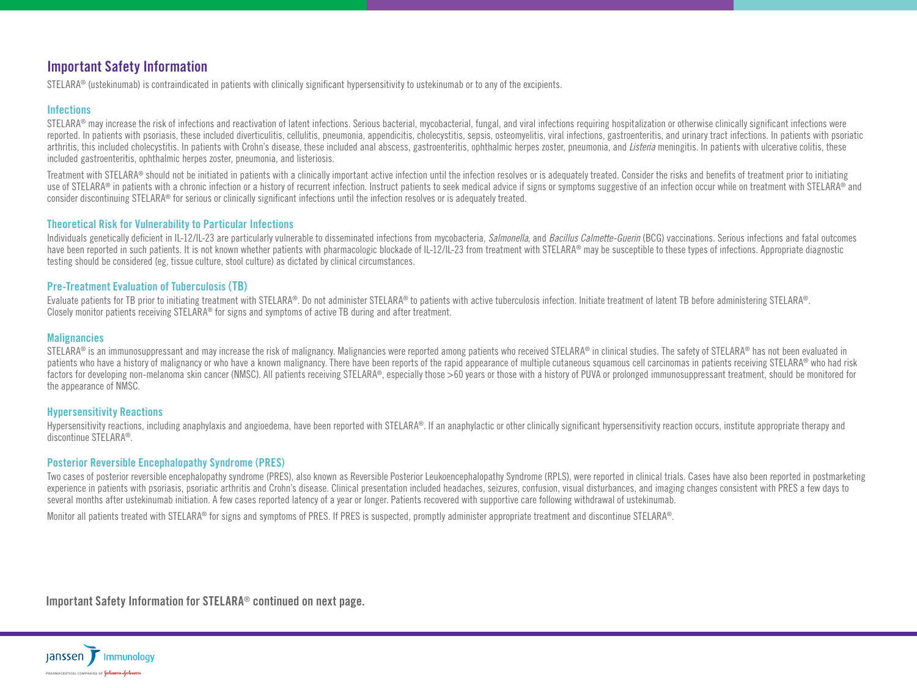## Important Safety Information

STELARA® (ustekinumab) is contraindicated in patients with clinically significant hypersensitivity to ustekinumab or to any of the excipients.

### Infections

STELARA® may increase the risk of infections and reactivation of latent infections. Serious bacterial, mycobacterial, fungal, and viral infections requiring hospitalization or otherwise clinically significant infections were reported. In patients with psoriasis, these included diverticulitis, cellulitis, pneumonia, appendicitis, cholecystitis, sepsis, osteomyelitis, viral infections, gastroenteritis, and urinary tract infections. In patients with psoriatic arthritis, this included cholecystitis. In patients with Crohn's disease, these included anal abscess, gastroenteritis, ophthalmic herpes zoster, pneumonia, and *Listeria* meningitis. In patients with ulcerative colitis, these included gastroenteritis, ophthalmic herpes zoster, pneumonia, and listeriosis.

Treatment with STELARA® should not be initiated in patients with a clinically important active infection until the infection resolves or is adequately treated. Consider the risks and benefits of treatment prior to initiating use of STELARA® in patients with a chronic infection or a history of recurrent infection. Instruct patients to seek medical advice if signs or symptoms suggestive of an infection occur while on treatment with STELARA® and consider discontinuing STELARA® for serious or clinically significant infections until the infection resolves or is adequately treated.

### Theoretical Risk for Vulnerability to Particular Infections

Individuals genetically deficient in IL-12/IL-23 are particularly vulnerable to disseminated infections from mycobacteria, *Salmonella*, and *Bacillus Calmette-Guerin* (BCG) vaccinations. Serious infections and fatal outcomes have been reported in such patients. It is not known whether patients with pharmacologic blockade of IL-12/IL-23 from treatment with STELARA® may be susceptible to these types of infections. Appropriate diagnostic testing should be considered (eg, tissue culture, stool culture) as dictated by clinical circumstances.

### Pre-Treatment Evaluation of Tuberculosis (TB)

Evaluate patients for TB prior to initiating treatment with STELARA®. Do not administer STELARA® to patients with active tuberculosis infection. Initiate treatment of latent TB before administering STELARA®. Closely monitor patients receiving STELARA® for signs and symptoms of active TB during and after treatment.

### Malignancies

STELARA® is an immunosuppressant and may increase the risk of malignancy. Malignancies were reported among patients who received STELARA® in clinical studies. The safety of STELARA® has not been evaluated in patients who have a history of malignancy or who have a known malignancy. There have been reports of the rapid appearance of multiple cutaneous squamous cell carcinomas in patients receiving STELARA® who had risk factors for developing non-melanoma skin cancer (NMSC). All patients receiving STELARA®, especially those >60 years or those with a history of PUVA or prolonged immunosuppressant treatment, should be monitored for the appearance of NMSC.

### Hypersensitivity Reactions

Hypersensitivity reactions, including anaphylaxis and angioedema, have been reported with STELARA®. If an anaphylactic or other clinically significant hypersensitivity reaction occurs, institute appropriate therapy and discontinue STELARA®.

### Posterior Reversible Encephalopathy Syndrome (PRES)

Two cases of posterior reversible encephalopathy syndrome (PRES), also known as Reversible Posterior Leukoencephalopathy Syndrome (RPLS), were reported in clinical trials. Cases have also been reported in postmarketing experience in patients with psoriasis, psoriatic arthritis and Crohn's disease. Clinical presentation included headaches, seizures, confusion, visual disturbances, and imaging changes consistent with PRES a few days to several months after ustekinumab initiation. A few cases reported latency of a year or longer. Patients recovered with supportive care following withdrawal of ustekinumab.

Monitor all patients treated with STELARA® for signs and symptoms of PRES. If PRES is suspected, promptly administer appropriate treatment and discontinue STELARA®.

**Important Safety Information for STELARA® continued on next page.**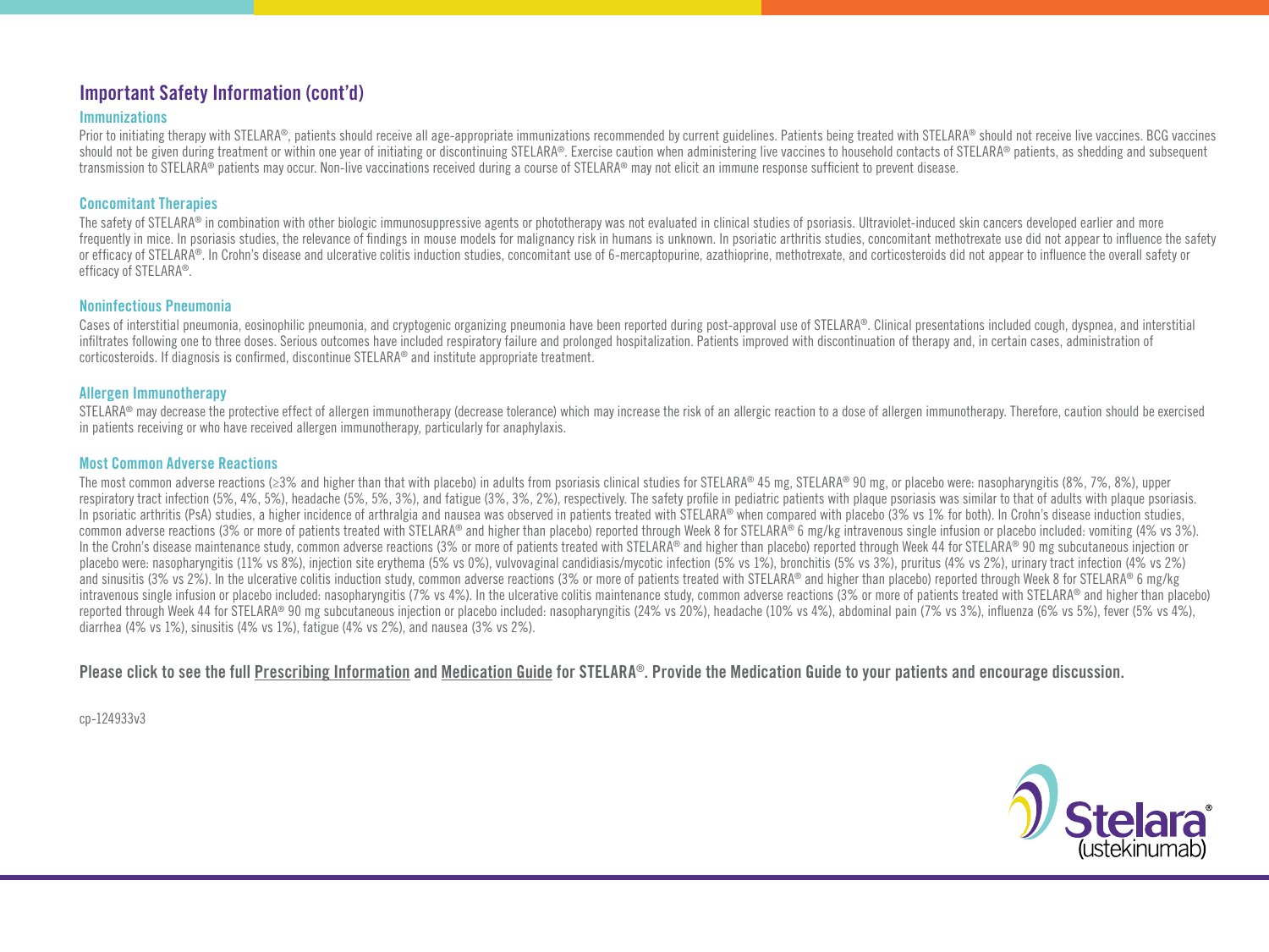## Important Safety Information (cont'd)

### Immunizations

Prior to initiating therapy with STELARA®, patients should receive all age-appropriate immunizations recommended by current guidelines. Patients being treated with STELARA® should not receive live vaccines. BCG vaccines should not be given during treatment or within one year of initiating or discontinuing STELARA®. Exercise caution when administering live vaccines to household contacts of STELARA® patients, as shedding and subsequent transmission to STELARA® patients may occur. Non-live vaccinations received during a course of STELARA® may not elicit an immune response sufficient to prevent disease.

### Concomitant Therapies

The safety of STELARA® in combination with other biologic immunosuppressive agents or phototherapy was not evaluated in clinical studies of psoriasis. Ultraviolet-induced skin cancers developed earlier and more frequently in mice. In psoriasis studies, the relevance of findings in mouse models for malignancy risk in humans is unknown. In psoriatic arthritis studies, concomitant methotrexate use did not appear to influence the safety or efficacy of STELARA®. In Crohn's disease and ulcerative colitis induction studies, concomitant use of 6-mercaptopurine, azathioprine, methotrexate, and corticosteroids did not appear to influence the overall safety or efficacy of STELARA®.

### Noninfectious Pneumonia

Cases of interstitial pneumonia, eosinophilic pneumonia, and cryptogenic organizing pneumonia have been reported during post-approval use of STELARA®. Clinical presentations included cough, dyspnea, and interstitial infiltrates following one to three doses. Serious outcomes have included respiratory failure and prolonged hospitalization. Patients improved with discontinuation of therapy and, in certain cases, administration of corticosteroids. If diagnosis is confirmed, discontinue STELARA® and institute appropriate treatment.

### Allergen Immunotherapy

STELARA® may decrease the protective effect of allergen immunotherapy (decrease tolerance) which may increase the risk of an allergic reaction to a dose of allergen immunotherapy. Therefore, caution should be exercised in patients receiving or who have received allergen immunotherapy, particularly for anaphylaxis.

### Most Common Adverse Reactions

The most common adverse reactions (≥3% and higher than that with placebo) in adults from psoriasis clinical studies for STELARA® 45 mg, STELARA® 90 mg, or placebo were: nasopharyngitis (8%, 7%, 8%), upper respiratory tract infection (5%, 4%, 5%), headache (5%, 5%, 3%), and fatigue (3%, 3%, 2%), respectively. The safety profile in pediatric patients with plaque psoriasis was similar to that of adults with plaque psoriasis. In psoriatic arthritis (PsA) studies, a higher incidence of arthralgia and nausea was observed in patients treated with STELARA® when compared with placebo (3% vs 1% for both). In Crohn's disease induction studies, common adverse reactions (3% or more of patients treated with STELARA® and higher than placebo) reported through Week 8 for STELARA® 6 mg/kg intravenous single infusion or placebo included: vomiting (4% vs 3%). In the Crohn's disease maintenance study, common adverse reactions (3% or more of patients treated with STELARA® and higher than placebo) reported through Week 44 for STELARA® 90 mg subcutaneous injection or placebo were: nasopharyngitis (11% vs 8%), injection site erythema (5% vs 0%), vulvovaginal candidiasis/mycotic infection (5% vs 1%), bronchitis (5% vs 3%), pruritus (4% vs 2%), urinary tract infection (4% vs 2%) and sinusitis (3% vs 2%). In the ulcerative colitis induction study, common adverse reactions (3% or more of patients treated with STELARA® and higher than placebo) reported through Week 8 for STELARA® 6 mg/kg intravenous single infusion or placebo included: nasopharyngitis (7% vs 4%). In the ulcerative colitis maintenance study, common adverse reactions (3% or more of patients treated with STELARA® and higher than placebo) reported through Week 44 for STELARA® 90 mg subcutaneous injection or placebo included: nasopharyngitis (24% vs 20%), headache (10% vs 4%), abdominal pain (7% vs 3%), influenza (6% vs 5%), fever (5% vs 4%), diarrhea (4% vs 1%), sinusitis (4% vs 1%), fatigue (4% vs 2%), and nausea (3% vs 2%).

**Please click to see the full Prescribing Information and Medication Guide for STELARA®. Provide the Medication Guide to your patients and encourage discussion.**

cp-124933v3

Stelara® (ustekinumab)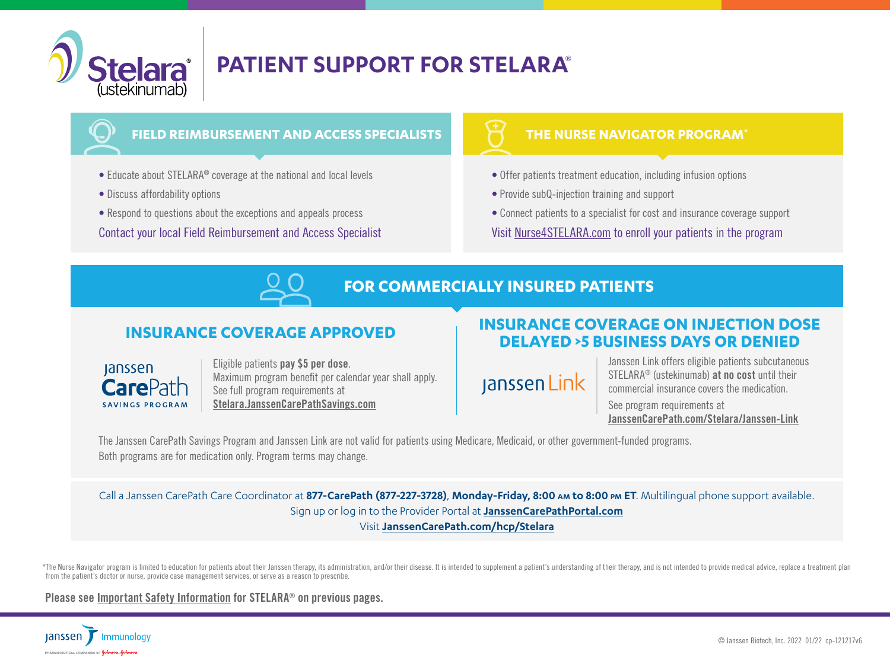# PATIENT SUPPORT FOR STELARA®

Stelara® (ustekinumab)

## FIELD REIMBURSEMENT AND ACCESS SPECIALISTS

- Educate about STELARA® coverage at the national and local levels
- Discuss affordability options
- Respond to questions about the exceptions and appeals process

Contact your local Field Reimbursement and Access Specialist

## THE NURSE NAVIGATOR PROGRAM*

- Offer patients treatment education, including infusion options
- Provide subQ-injection training and support
- Connect patients to a specialist for cost and insurance coverage support

Visit Nurse4STELARA.com to enroll your patients in the program

## FOR COMMERCIALLY INSURED PATIENTS

### INSURANCE COVERAGE APPROVED

Janssen CarePath SAVINGS PROGRAM

Eligible patients **pay $5 per dose**.
Maximum program benefit per calendar year shall apply.
See full program requirements at
**Stelara.JanssenCarePathSavings.com**

### INSURANCE COVERAGE ON INJECTION DOSE DELAYED >5 BUSINESS DAYS OR DENIED

Janssen Link

Janssen Link offers eligible patients subcutaneous STELARA® (ustekinumab) **at no cost** until their commercial insurance covers the medication.

See program requirements at
**JanssenCarePath.com/Stelara/Janssen-Link**

The Janssen CarePath Savings Program and Janssen Link are not valid for patients using Medicare, Medicaid, or other government-funded programs.
Both programs are for medication only. Program terms may change.

Call a Janssen CarePath Care Coordinator at **877-CarePath (877-227-3728)**, **Monday-Friday, 8:00 AM to 8:00 PM ET**. Multilingual phone support available.
Sign up or log in to the Provider Portal at **JanssenCarePathPortal.com**
Visit **JanssenCarePath.com/hcp/Stelara**

*The Nurse Navigator program is limited to education for patients about their Janssen therapy, its administration, and/or their disease. It is intended to supplement a patient's understanding of their therapy, and is not intended to provide medical advice, replace a treatment plan from the patient's doctor or nurse, provide case management services, or serve as a reason to prescribe.

**Please see Important Safety Information for STELARA® on previous pages.**

Janssen Immunology
PHARMACEUTICAL COMPANIES OF Johnson&Johnson

© Janssen Biotech, Inc. 2022 01/22 cp-121217v6